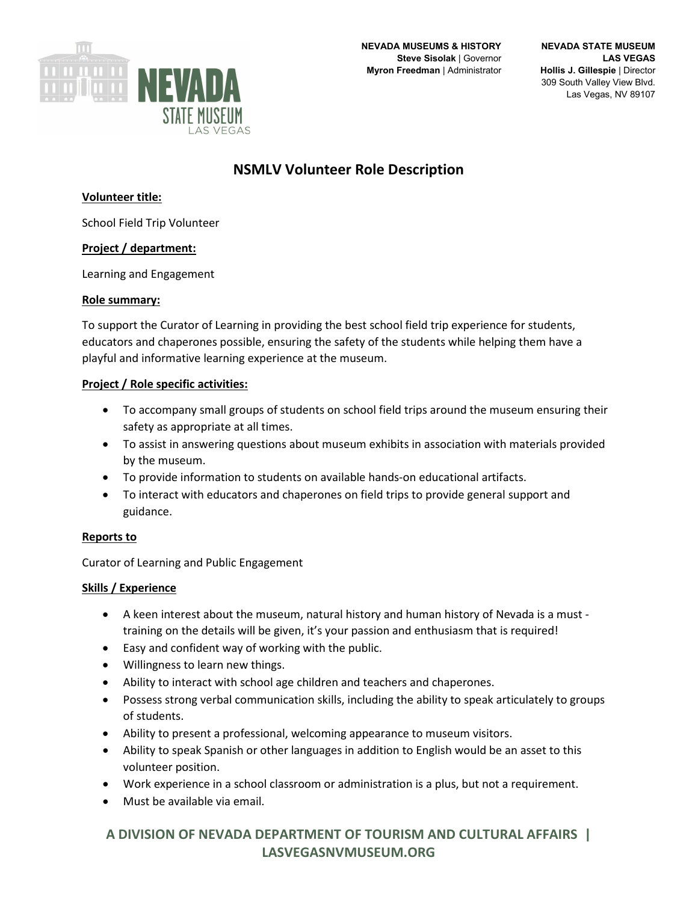NEVADA STATE MUSEUM LAS VEGAS

**NEVADA MUSEUMS & HISTORY**
**Steve Sisolak** | Governor
**Myron Freedman** | Administrator

**NEVADA STATE MUSEUM LAS VEGAS**
**Hollis J. Gillespie** | Director
309 South Valley View Blvd.
Las Vegas, NV 89107

# NSMLV Volunteer Role Description

**Volunteer title:**

School Field Trip Volunteer

**Project / department:**

Learning and Engagement

**Role summary:**

To support the Curator of Learning in providing the best school field trip experience for students, educators and chaperones possible, ensuring the safety of the students while helping them have a playful and informative learning experience at the museum.

**Project / Role specific activities:**

- To accompany small groups of students on school field trips around the museum ensuring their safety as appropriate at all times.
- To assist in answering questions about museum exhibits in association with materials provided by the museum.
- To provide information to students on available hands-on educational artifacts.
- To interact with educators and chaperones on field trips to provide general support and guidance.

**Reports to**

Curator of Learning and Public Engagement

**Skills / Experience**

- A keen interest about the museum, natural history and human history of Nevada is a must - training on the details will be given, it's your passion and enthusiasm that is required!
- Easy and confident way of working with the public.
- Willingness to learn new things.
- Ability to interact with school age children and teachers and chaperones.
- Possess strong verbal communication skills, including the ability to speak articulately to groups of students.
- Ability to present a professional, welcoming appearance to museum visitors.
- Ability to speak Spanish or other languages in addition to English would be an asset to this volunteer position.
- Work experience in a school classroom or administration is a plus, but not a requirement.
- Must be available via email.

**A DIVISION OF NEVADA DEPARTMENT OF TOURISM AND CULTURAL AFFAIRS | LASVEGASNVMUSEUM.ORG**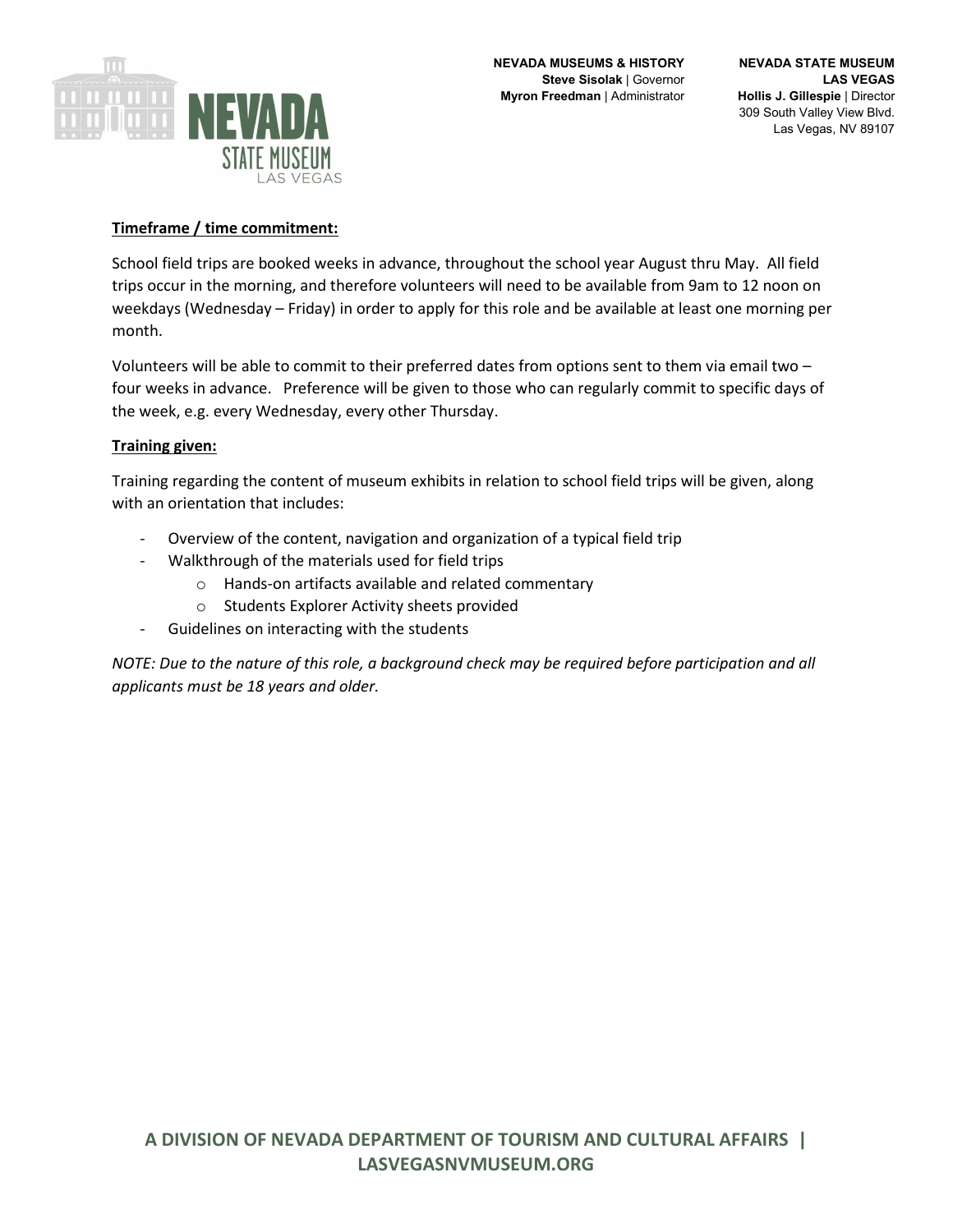**Timeframe / time commitment:**

School field trips are booked weeks in advance, throughout the school year August thru May. All field trips occur in the morning, and therefore volunteers will need to be available from 9am to 12 noon on weekdays (Wednesday – Friday) in order to apply for this role and be available at least one morning per month.

Volunteers will be able to commit to their preferred dates from options sent to them via email two – four weeks in advance. Preference will be given to those who can regularly commit to specific days of the week, e.g. every Wednesday, every other Thursday.

**Training given:**

Training regarding the content of museum exhibits in relation to school field trips will be given, along with an orientation that includes:

- Overview of the content, navigation and organization of a typical field trip
- Walkthrough of the materials used for field trips
  - Hands-on artifacts available and related commentary
  - Students Explorer Activity sheets provided
- Guidelines on interacting with the students

*NOTE: Due to the nature of this role, a background check may be required before participation and all applicants must be 18 years and older.*